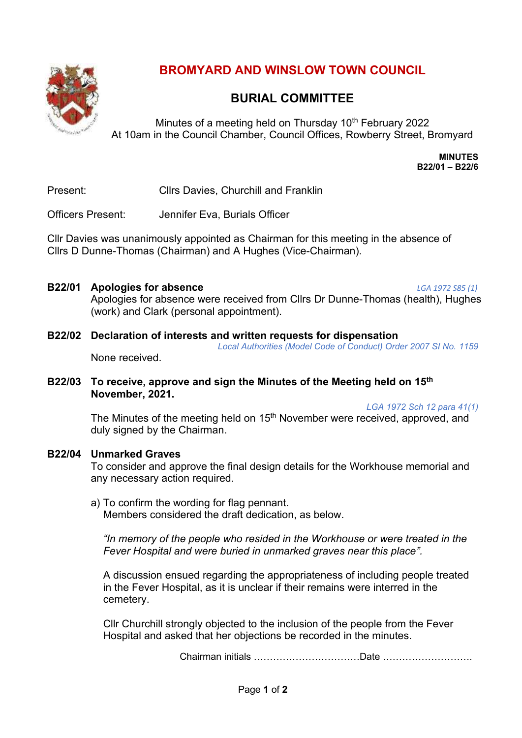# BROMYARD AND WINSLOW TOWN COUNCIL

## BURIAL COMMITTEE

Minutes of a meeting held on Thursday 10th February 2022
At 10am in the Council Chamber, Council Offices, Rowberry Street, Bromyard

**MINUTES**
**B22/01 – B22/6**

Present: Cllrs Davies, Churchill and Franklin

Officers Present: Jennifer Eva, Burials Officer

Cllr Davies was unanimously appointed as Chairman for this meeting in the absence of Cllrs D Dunne-Thomas (Chairman) and A Hughes (Vice-Chairman).

### B22/01 Apologies for absence

*LGA 1972 S85 (1)*

Apologies for absence were received from Cllrs Dr Dunne-Thomas (health), Hughes (work) and Clark (personal appointment).

### B22/02 Declaration of interests and written requests for dispensation

*Local Authorities (Model Code of Conduct) Order 2007 SI No. 1159*

None received.

### B22/03 To receive, approve and sign the Minutes of the Meeting held on 15th November, 2021.

*LGA 1972 Sch 12 para 41(1)*

The Minutes of the meeting held on 15th November were received, approved, and duly signed by the Chairman.

### B22/04 Unmarked Graves

To consider and approve the final design details for the Workhouse memorial and any necessary action required.

a) To confirm the wording for flag pennant.
Members considered the draft dedication, as below.

*"In memory of the people who resided in the Workhouse or were treated in the Fever Hospital and were buried in unmarked graves near this place".*

A discussion ensued regarding the appropriateness of including people treated in the Fever Hospital, as it is unclear if their remains were interred in the cemetery.

Cllr Churchill strongly objected to the inclusion of the people from the Fever Hospital and asked that her objections be recorded in the minutes.

Chairman initials ……………………………Date ……………………….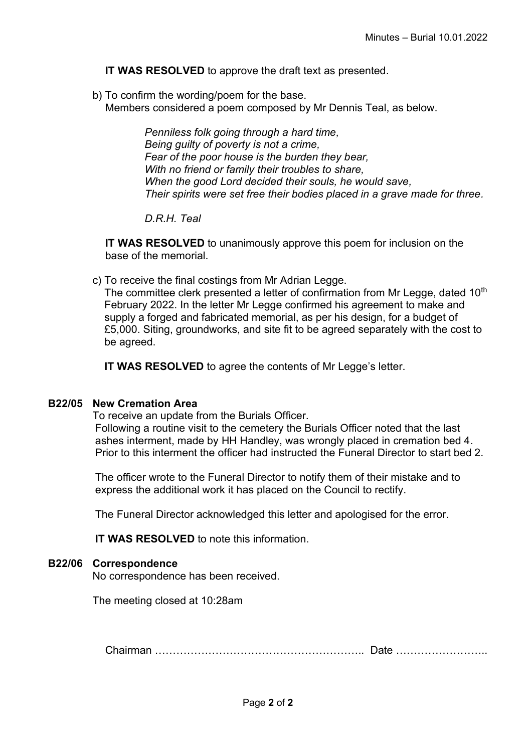**IT WAS RESOLVED** to approve the draft text as presented.

b) To confirm the wording/poem for the base.
Members considered a poem composed by Mr Dennis Teal, as below.

> *Penniless folk going through a hard time,*
> *Being guilty of poverty is not a crime,*
> *Fear of the poor house is the burden they bear,*
> *With no friend or family their troubles to share,*
> *When the good Lord decided their souls, he would save,*
> *Their spirits were set free their bodies placed in a grave made for three.*
>
> *D.R.H. Teal*

**IT WAS RESOLVED** to unanimously approve this poem for inclusion on the base of the memorial.

c) To receive the final costings from Mr Adrian Legge.
The committee clerk presented a letter of confirmation from Mr Legge, dated 10th February 2022. In the letter Mr Legge confirmed his agreement to make and supply a forged and fabricated memorial, as per his design, for a budget of £5,000. Siting, groundworks, and site fit to be agreed separately with the cost to be agreed.

**IT WAS RESOLVED** to agree the contents of Mr Legge's letter.

**B22/05 New Cremation Area**

To receive an update from the Burials Officer.
Following a routine visit to the cemetery the Burials Officer noted that the last ashes interment, made by HH Handley, was wrongly placed in cremation bed 4. Prior to this interment the officer had instructed the Funeral Director to start bed 2.

The officer wrote to the Funeral Director to notify them of their mistake and to express the additional work it has placed on the Council to rectify.

The Funeral Director acknowledged this letter and apologised for the error.

**IT WAS RESOLVED** to note this information.

**B22/06 Correspondence**

No correspondence has been received.

The meeting closed at 10:28am

Chairman ………………………………………………….. Date ……………………..